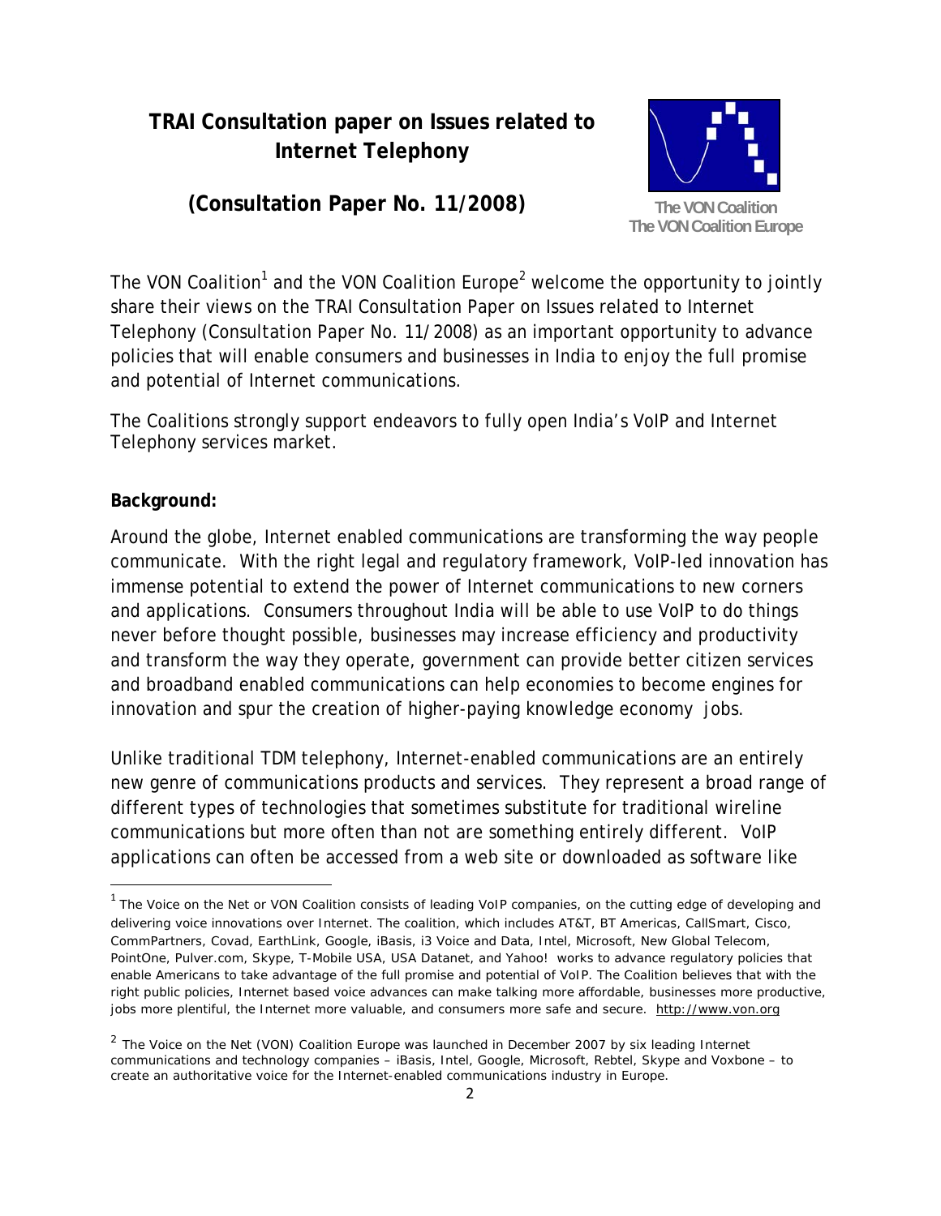# TRAI Consultation paper on Issues related to Internet Telephony

## (Consultation Paper No. 11/2008)

The VON Coalition
The VON Coalition Europe

The VON Coalition[1] and the VON Coalition Europe[2] welcome the opportunity to jointly share their views on the TRAI Consultation Paper on Issues related to Internet Telephony (Consultation Paper No. 11/2008) as an important opportunity to advance policies that will enable consumers and businesses in India to enjoy the full promise and potential of Internet communications.

The Coalitions strongly support endeavors to fully open India's VoIP and Internet Telephony services market.

**Background:**

Around the globe, Internet enabled communications are transforming the way people communicate. With the right legal and regulatory framework, VoIP-led innovation has immense potential to extend the power of Internet communications to new corners and applications. Consumers throughout India will be able to use VoIP to do things never before thought possible, businesses may increase efficiency and productivity and transform the way they operate, government can provide better citizen services and broadband enabled communications can help economies to become engines for innovation and spur the creation of higher-paying knowledge economy jobs.

Unlike traditional TDM telephony, Internet-enabled communications are an entirely new genre of communications products and services. They represent a broad range of different types of technologies that sometimes substitute for traditional wireline communications but more often than not are something entirely different. VoIP applications can often be accessed from a web site or downloaded as software like

---

[1] The Voice on the Net or VON Coalition consists of leading VoIP companies, on the cutting edge of developing and delivering voice innovations over Internet. The coalition, which includes AT&T, BT Americas, CallSmart, Cisco, CommPartners, Covad, EarthLink, Google, iBasis, i3 Voice and Data, Intel, Microsoft, New Global Telecom, PointOne, Pulver.com, Skype, T-Mobile USA, USA Datanet, and Yahoo! works to advance regulatory policies that enable Americans to take advantage of the full promise and potential of VoIP. The Coalition believes that with the right public policies, Internet based voice advances can make talking more affordable, businesses more productive, jobs more plentiful, the Internet more valuable, and consumers more safe and secure. http://www.von.org

[2] The Voice on the Net (VON) Coalition Europe was launched in December 2007 by six leading Internet communications and technology companies – iBasis, Intel, Google, Microsoft, Rebtel, Skype and Voxbone – to create an authoritative voice for the Internet-enabled communications industry in Europe.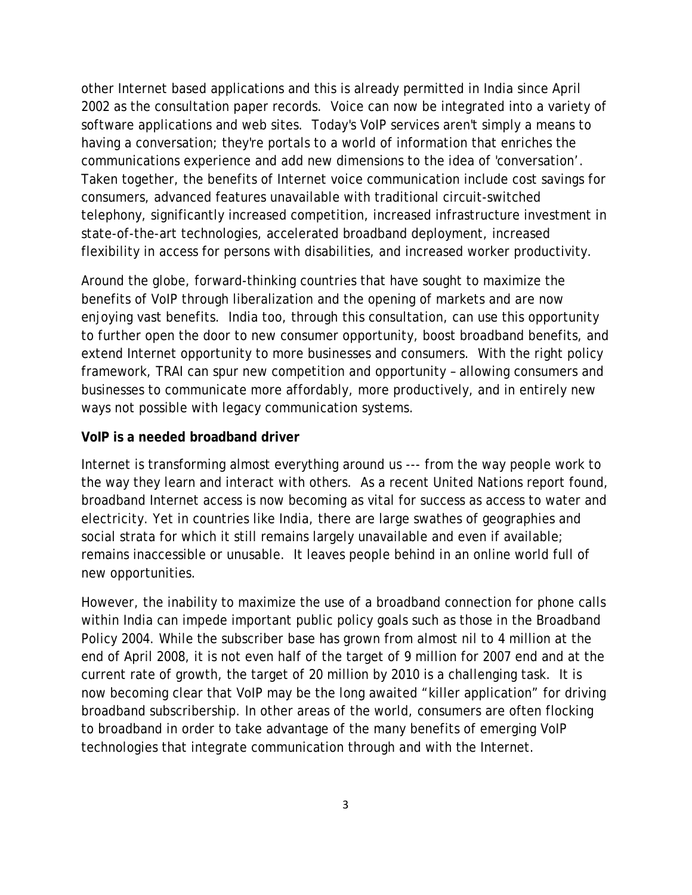other Internet based applications and this is already permitted in India since April 2002 as the consultation paper records. Voice can now be integrated into a variety of software applications and web sites. Today's VoIP services aren't simply a means to having a conversation; they're portals to a world of information that enriches the communications experience and add new dimensions to the idea of 'conversation'. Taken together, the benefits of Internet voice communication include cost savings for consumers, advanced features unavailable with traditional circuit-switched telephony, significantly increased competition, increased infrastructure investment in state-of-the-art technologies, accelerated broadband deployment, increased flexibility in access for persons with disabilities, and increased worker productivity.

Around the globe, forward-thinking countries that have sought to maximize the benefits of VoIP through liberalization and the opening of markets and are now enjoying vast benefits. India too, through this consultation, can use this opportunity to further open the door to new consumer opportunity, boost broadband benefits, and extend Internet opportunity to more businesses and consumers. With the right policy framework, TRAI can spur new competition and opportunity – allowing consumers and businesses to communicate more affordably, more productively, and in entirely new ways not possible with legacy communication systems.

**VoIP is a needed broadband driver**

Internet is transforming almost everything around us --- from the way people work to the way they learn and interact with others. As a recent United Nations report found, broadband Internet access is now becoming as vital for success as access to water and electricity. Yet in countries like India, there are large swathes of geographies and social strata for which it still remains largely unavailable and even if available; remains inaccessible or unusable. It leaves people behind in an online world full of new opportunities.

However, the inability to maximize the use of a broadband connection for phone calls within India can impede important public policy goals such as those in the Broadband Policy 2004. While the subscriber base has grown from almost nil to 4 million at the end of April 2008, it is not even half of the target of 9 million for 2007 end and at the current rate of growth, the target of 20 million by 2010 is a challenging task. It is now becoming clear that VoIP may be the long awaited "killer application" for driving broadband subscribership. In other areas of the world, consumers are often flocking to broadband in order to take advantage of the many benefits of emerging VoIP technologies that integrate communication through and with the Internet.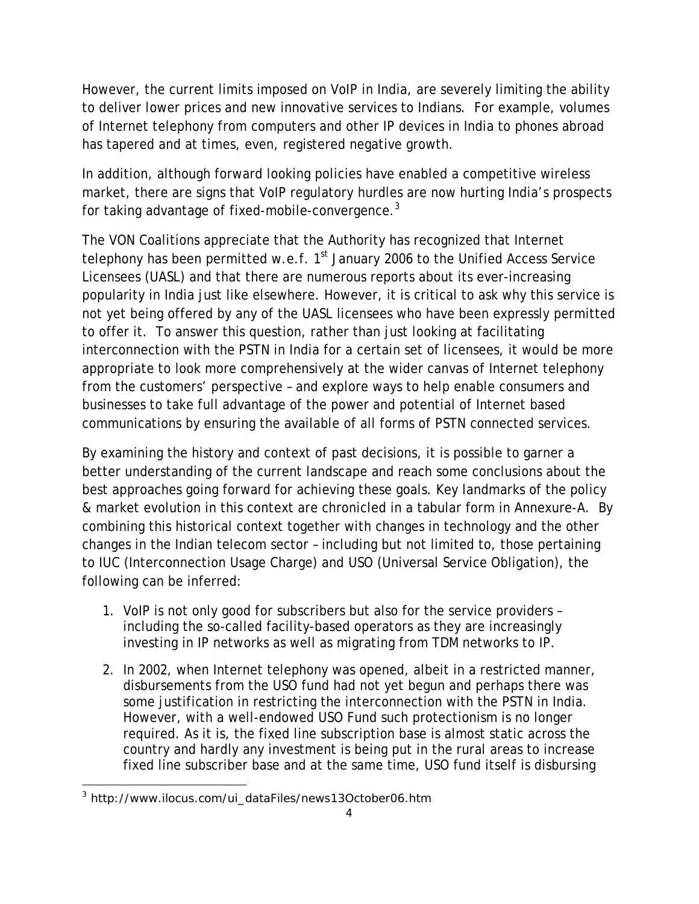However, the current limits imposed on VoIP in India, are severely limiting the ability to deliver lower prices and new innovative services to Indians. For example, volumes of Internet telephony from computers and other IP devices in India to phones abroad has tapered and at times, even, registered negative growth.

In addition, although forward looking policies have enabled a competitive wireless market, there are signs that VoIP regulatory hurdles are now hurting India's prospects for taking advantage of fixed-mobile-convergence.[3]

The VON Coalitions appreciate that the Authority has recognized that Internet telephony has been permitted w.e.f. 1st January 2006 to the Unified Access Service Licensees (UASL) and that there are numerous reports about its ever-increasing popularity in India just like elsewhere. However, it is critical to ask why this service is not yet being offered by any of the UASL licensees who have been expressly permitted to offer it. To answer this question, rather than just looking at facilitating interconnection with the PSTN in India for a certain set of licensees, it would be more appropriate to look more comprehensively at the wider canvas of Internet telephony from the customers' perspective – and explore ways to help enable consumers and businesses to take full advantage of the power and potential of Internet based communications by ensuring the available of all forms of PSTN connected services.

By examining the history and context of past decisions, it is possible to garner a better understanding of the current landscape and reach some conclusions about the best approaches going forward for achieving these goals. Key landmarks of the policy & market evolution in this context are chronicled in a tabular form in Annexure-A. By combining this historical context together with changes in technology and the other changes in the Indian telecom sector – including but not limited to, those pertaining to IUC (Interconnection Usage Charge) and USO (Universal Service Obligation), the following can be inferred:

1. VoIP is not only good for subscribers but also for the service providers – including the so-called facility-based operators as they are increasingly investing in IP networks as well as migrating from TDM networks to IP.
2. In 2002, when Internet telephony was opened, albeit in a restricted manner, disbursements from the USO fund had not yet begun and perhaps there was some justification in restricting the interconnection with the PSTN in India. However, with a well-endowed USO Fund such protectionism is no longer required. As it is, the fixed line subscription base is almost static across the country and hardly any investment is being put in the rural areas to increase fixed line subscriber base and at the same time, USO fund itself is disbursing

[3] http://www.ilocus.com/ui_dataFiles/news13October06.htm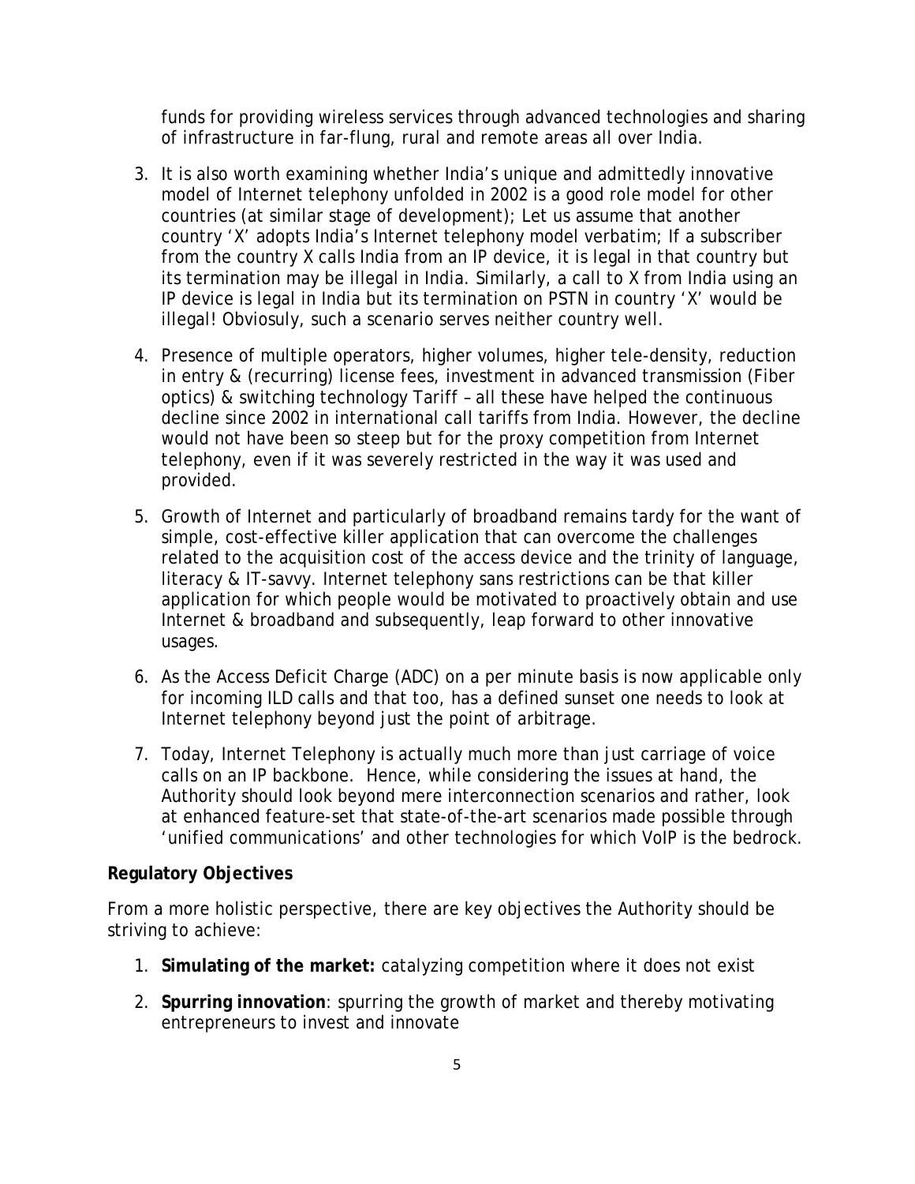funds for providing wireless services through advanced technologies and sharing of infrastructure in far-flung, rural and remote areas all over India.

3. It is also worth examining whether India's unique and admittedly innovative model of Internet telephony unfolded in 2002 is a good role model for other countries (at similar stage of development); Let us assume that another country 'X' adopts India's Internet telephony model verbatim; If a subscriber from the country X calls India from an IP device, it is legal in that country but its termination may be illegal in India. Similarly, a call to X from India using an IP device is legal in India but its termination on PSTN in country 'X' would be illegal! Obviosuly, such a scenario serves neither country well.

4. Presence of multiple operators, higher volumes, higher tele-density, reduction in entry & (recurring) license fees, investment in advanced transmission (Fiber optics) & switching technology Tariff – all these have helped the continuous decline since 2002 in international call tariffs from India. However, the decline would not have been so steep but for the proxy competition from Internet telephony, even if it was severely restricted in the way it was used and provided.

5. Growth of Internet and particularly of broadband remains tardy for the want of simple, cost-effective killer application that can overcome the challenges related to the acquisition cost of the access device and the trinity of language, literacy & IT-savvy. Internet telephony sans restrictions can be that killer application for which people would be motivated to proactively obtain and use Internet & broadband and subsequently, leap forward to other innovative usages.

6. As the Access Deficit Charge (ADC) on a per minute basis is now applicable only for incoming ILD calls and that too, has a defined sunset one needs to look at Internet telephony beyond just the point of arbitrage.

7. Today, Internet Telephony is actually much more than just carriage of voice calls on an IP backbone. Hence, while considering the issues at hand, the Authority should look beyond mere interconnection scenarios and rather, look at enhanced feature-set that state-of-the-art scenarios made possible through 'unified communications' and other technologies for which VoIP is the bedrock.

**Regulatory Objectives**

From a more holistic perspective, there are key objectives the Authority should be striving to achieve:

1. **Simulating of the market:** catalyzing competition where it does not exist

2. **Spurring innovation**: spurring the growth of market and thereby motivating entrepreneurs to invest and innovate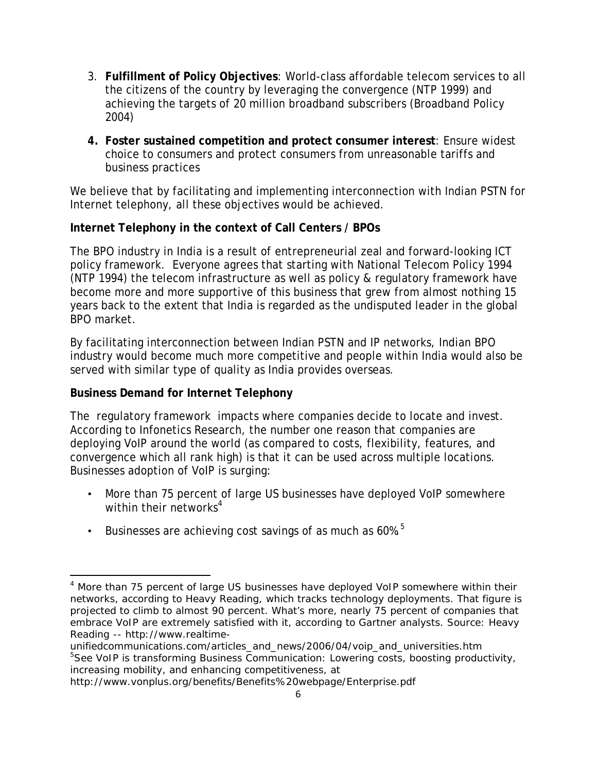3. **Fulfillment of Policy Objectives**: World-class affordable telecom services to all the citizens of the country by leveraging the convergence (NTP 1999) and achieving the targets of 20 million broadband subscribers (Broadband Policy 2004)

4. **Foster sustained competition and protect consumer interest**: Ensure widest choice to consumers and protect consumers from unreasonable tariffs and business practices

We believe that by facilitating and implementing interconnection with Indian PSTN for Internet telephony, all these objectives would be achieved.

**Internet Telephony in the context of Call Centers / BPOs**

The BPO industry in India is a result of entrepreneurial zeal and forward-looking ICT policy framework. Everyone agrees that starting with National Telecom Policy 1994 (NTP 1994) the telecom infrastructure as well as policy & regulatory framework have become more and more supportive of this business that grew from almost nothing 15 years back to the extent that India is regarded as the undisputed leader in the global BPO market.

By facilitating interconnection between Indian PSTN and IP networks, Indian BPO industry would become much more competitive and people within India would also be served with similar type of quality as India provides overseas.

**Business Demand for Internet Telephony**

The regulatory framework impacts where companies decide to locate and invest. According to Infonetics Research, the number one reason that companies are deploying VoIP around the world (as compared to costs, flexibility, features, and convergence which all rank high) is that it can be used across multiple locations. Businesses adoption of VoIP is surging:

- More than 75 percent of large US businesses have deployed VoIP somewhere within their networks[4]
- Businesses are achieving cost savings of as much as 60%.[5]

---

[4] More than 75 percent of large US businesses have deployed VoIP somewhere within their networks, according to Heavy Reading, which tracks technology deployments. That figure is projected to climb to almost 90 percent. What's more, nearly 75 percent of companies that embrace VoIP are extremely satisfied with it, according to Gartner analysts. Source: Heavy Reading -- http://www.realtime-unifiedcommunications.com/articles_and_news/2006/04/voip_and_universities.htm

[5] See VoIP is transforming Business Communication: Lowering costs, boosting productivity, increasing mobility, and enhancing competitiveness, at http://www.vonplus.org/benefits/Benefits%20webpage/Enterprise.pdf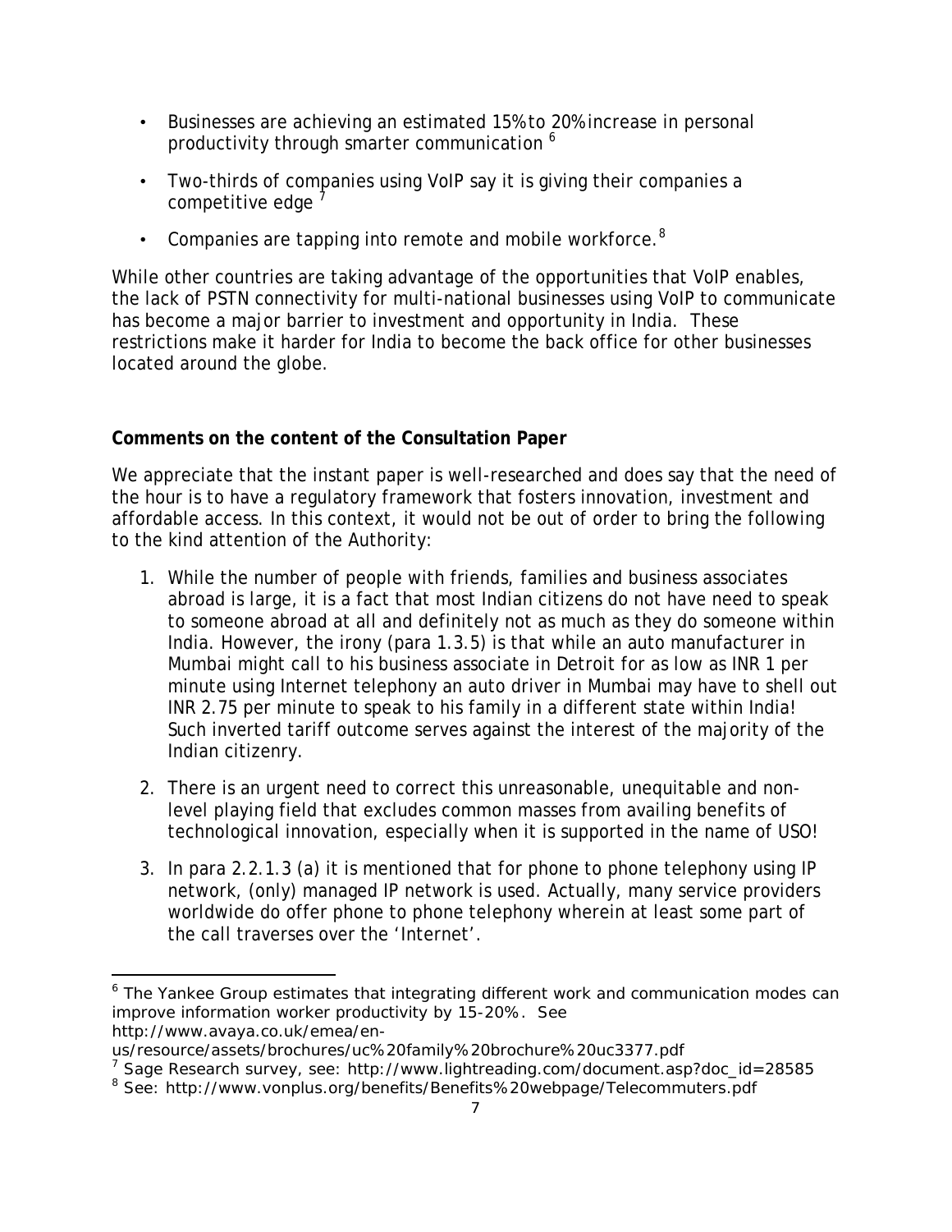- Businesses are achieving an estimated 15% to 20% increase in personal productivity through smarter communication [6]
- Two-thirds of companies using VoIP say it is giving their companies a competitive edge [7]
- Companies are tapping into remote and mobile workforce.[8]

While other countries are taking advantage of the opportunities that VoIP enables, the lack of PSTN connectivity for multi-national businesses using VoIP to communicate has become a major barrier to investment and opportunity in India. These restrictions make it harder for India to become the back office for other businesses located around the globe.

**Comments on the content of the Consultation Paper**

We appreciate that the instant paper is well-researched and does say that the need of the hour is to have a regulatory framework that fosters innovation, investment and affordable access. In this context, it would not be out of order to bring the following to the kind attention of the Authority:

1. While the number of people with friends, families and business associates abroad is large, it is a fact that most Indian citizens do not have need to speak to someone abroad at all and definitely not as much as they do someone within India. However, the irony (para 1.3.5) is that while an auto manufacturer in Mumbai might call to his business associate in Detroit for as low as INR 1 per minute using Internet telephony an auto driver in Mumbai may have to shell out INR 2.75 per minute to speak to his family in a different state within India! Such inverted tariff outcome serves against the interest of the majority of the Indian citizenry.
2. There is an urgent need to correct this unreasonable, unequitable and non-level playing field that excludes common masses from availing benefits of technological innovation, especially when it is supported in the name of USO!
3. In para 2.2.1.3 (a) it is mentioned that for phone to phone telephony using IP network, (only) managed IP network is used. Actually, many service providers worldwide do offer phone to phone telephony wherein at least some part of the call traverses over the 'Internet'.

---

[6] The Yankee Group estimates that integrating different work and communication modes can improve information worker productivity by 15-20%. See http://www.avaya.co.uk/emea/en-us/resource/assets/brochures/uc%20family%20brochure%20uc3377.pdf

[7] Sage Research survey, see: http://www.lightreading.com/document.asp?doc_id=28585

[8] See: http://www.vonplus.org/benefits/Benefits%20webpage/Telecommuters.pdf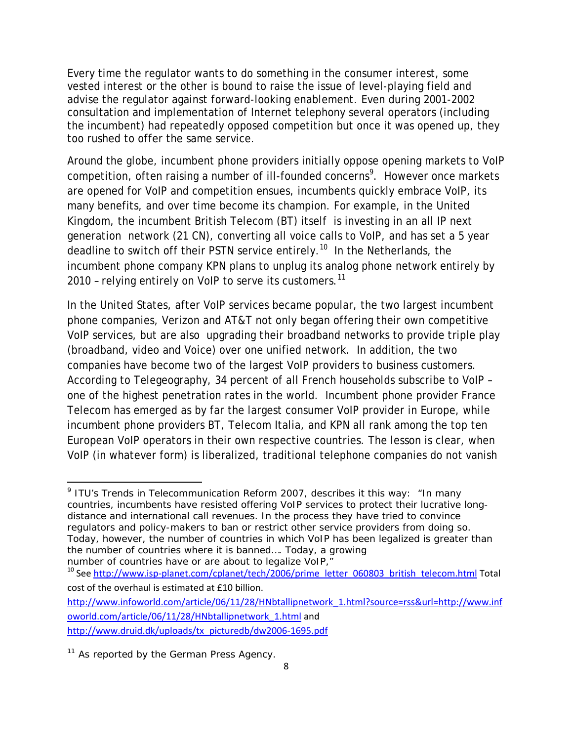Every time the regulator wants to do something in the consumer interest, some vested interest or the other is bound to raise the issue of level-playing field and advise the regulator against forward-looking enablement. Even during 2001-2002 consultation and implementation of Internet telephony several operators (including the incumbent) had repeatedly opposed competition but once it was opened up, they too rushed to offer the same service.

Around the globe, incumbent phone providers initially oppose opening markets to VoIP competition, often raising a number of ill-founded concerns[9]. However once markets are opened for VoIP and competition ensues, incumbents quickly embrace VoIP, its many benefits, and over time become its champion. For example, in the United Kingdom, the incumbent British Telecom (BT) itself is investing in an all IP next generation network (21 CN), converting all voice calls to VoIP, and has set a 5 year deadline to switch off their PSTN service entirely.[10] In the Netherlands, the incumbent phone company KPN plans to unplug its analog phone network entirely by 2010 – relying entirely on VoIP to serve its customers.[11]

In the United States, after VoIP services became popular, the two largest incumbent phone companies, Verizon and AT&T not only began offering their own competitive VoIP services, but are also upgrading their broadband networks to provide triple play (broadband, video and Voice) over one unified network. In addition, the two companies have become two of the largest VoIP providers to business customers. According to Telegeography, 34 percent of all French households subscribe to VoIP – one of the highest penetration rates in the world. Incumbent phone provider France Telecom has emerged as by far the largest consumer VoIP provider in Europe, while incumbent phone providers BT, Telecom Italia, and KPN all rank among the top ten European VoIP operators in their own respective countries. The lesson is clear, when VoIP (in whatever form) is liberalized, traditional telephone companies do not vanish

---

[9] ITU's Trends in Telecommunication Reform 2007, describes it this way: "In many countries, incumbents have resisted offering VoIP services to protect their lucrative long-distance and international call revenues. In the process they have tried to convince regulators and policy-makers to ban or restrict other service providers from doing so. Today, however, the number of countries in which VoIP has been legalized is greater than the number of countries where it is banned…. Today, a growing number of countries have or are about to legalize VoIP,"

[10] See http://www.isp-planet.com/cplanet/tech/2006/prime_letter_060803_british_telecom.html Total cost of the overhaul is estimated at £10 billion.

http://www.infoworld.com/article/06/11/28/HNbtallipnetwork_1.html?source=rss&url=http://www.infoworld.com/article/06/11/28/HNbtallipnetwork_1.html and http://www.druid.dk/uploads/tx_picturedb/dw2006-1695.pdf

[11] As reported by the German Press Agency.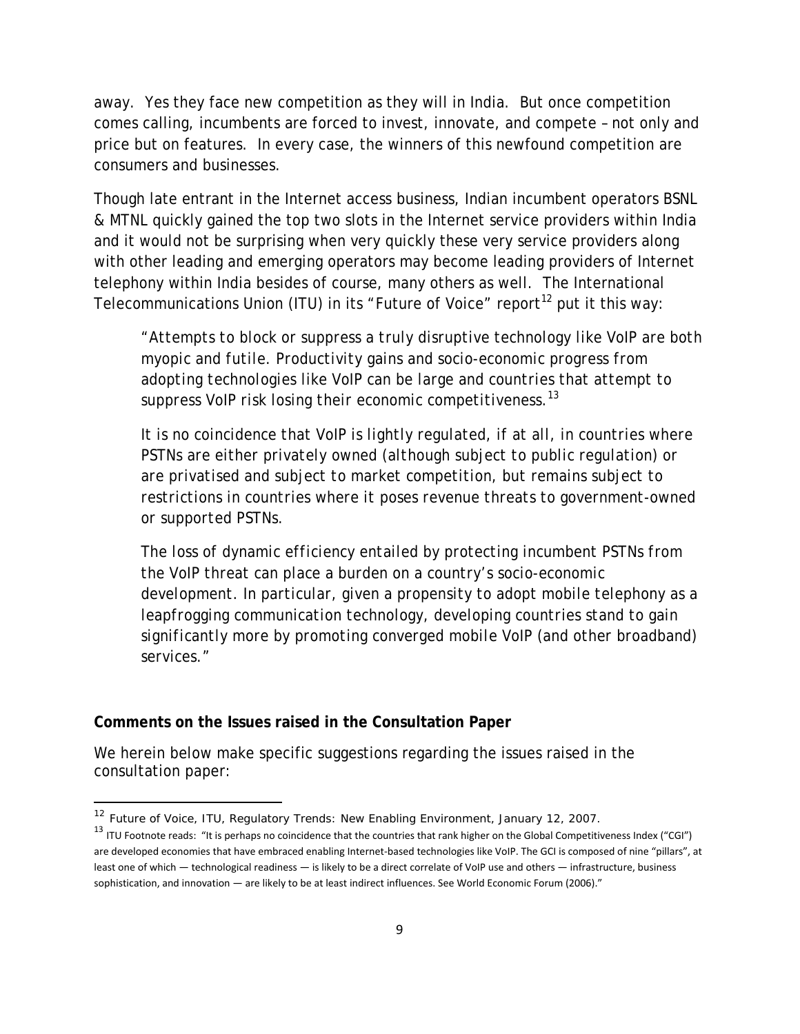away. Yes they face new competition as they will in India. But once competition comes calling, incumbents are forced to invest, innovate, and compete – not only and price but on features. In every case, the winners of this newfound competition are consumers and businesses.

Though late entrant in the Internet access business, Indian incumbent operators BSNL & MTNL quickly gained the top two slots in the Internet service providers within India and it would not be surprising when very quickly these very service providers along with other leading and emerging operators may become leading providers of Internet telephony within India besides of course, many others as well. The International Telecommunications Union (ITU) in its "Future of Voice" report[12] put it this way:

> *"Attempts to block or suppress a truly disruptive technology like VoIP are both myopic and futile. Productivity gains and socio-economic progress from adopting technologies like VoIP can be large and countries that attempt to suppress VoIP risk losing their economic competitiveness.*[13]
>
> *It is no coincidence that VoIP is lightly regulated, if at all, in countries where PSTNs are either privately owned (although subject to public regulation) or are privatised and subject to market competition, but remains subject to restrictions in countries where it poses revenue threats to government-owned or supported PSTNs.*
>
> *The loss of dynamic efficiency entailed by protecting incumbent PSTNs from the VoIP threat can place a burden on a country's socio-economic development. In particular, given a propensity to adopt mobile telephony as a leapfrogging communication technology, developing countries stand to gain significantly more by promoting converged mobile VoIP (and other broadband) services."*

**Comments on the Issues raised in the Consultation Paper**

We herein below make specific suggestions regarding the issues raised in the consultation paper:

---

[12] Future of Voice, ITU, Regulatory Trends: New Enabling Environment, January 12, 2007.

[13] ITU Footnote reads: "It is perhaps no coincidence that the countries that rank higher on the Global Competitiveness Index ("CGI") are developed economies that have embraced enabling Internet-based technologies like VoIP. The GCI is composed of nine "pillars", at least one of which — technological readiness — is likely to be a direct correlate of VoIP use and others — infrastructure, business sophistication, and innovation — are likely to be at least indirect influences. See World Economic Forum (2006)."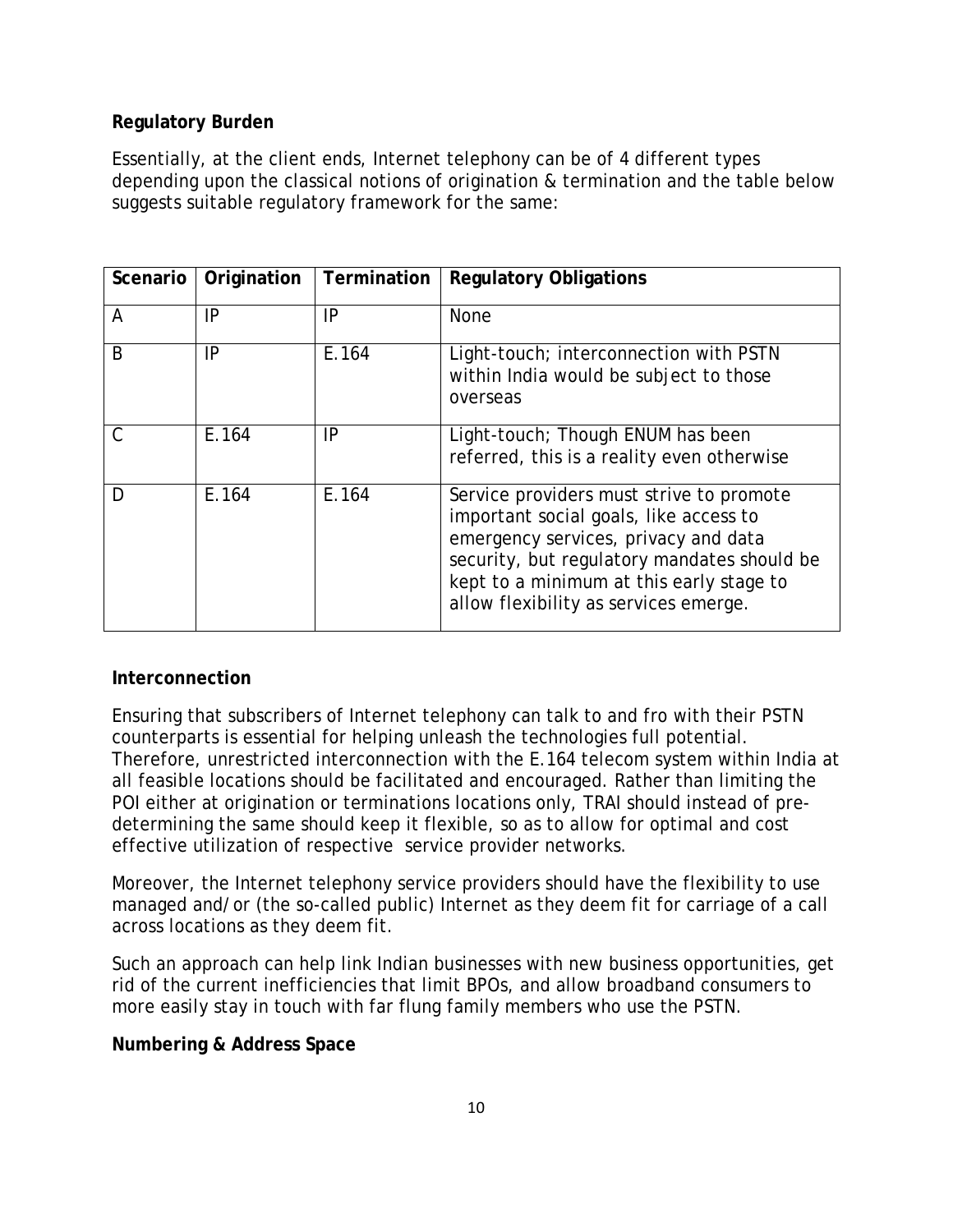**Regulatory Burden**

Essentially, at the client ends, Internet telephony can be of 4 different types depending upon the classical notions of origination & termination and the table below suggests suitable regulatory framework for the same:

| Scenario | Origination | Termination | Regulatory Obligations |
|---|---|---|---|
| A | IP | IP | None |
| B | IP | E.164 | Light-touch; interconnection with PSTN within India would be subject to those overseas |
| C | E.164 | IP | Light-touch; Though ENUM has been referred, this is a reality even otherwise |
| D | E.164 | E.164 | Service providers must strive to promote important social goals, like access to emergency services, privacy and data security, but regulatory mandates should be kept to a minimum at this early stage to allow flexibility as services emerge. |

**Interconnection**

Ensuring that subscribers of Internet telephony can talk to and fro with their PSTN counterparts is essential for helping unleash the technologies full potential. Therefore, unrestricted interconnection with the E.164 telecom system within India at all feasible locations should be facilitated and encouraged. Rather than limiting the POI either at origination or terminations locations only, TRAI should instead of pre-determining the same should keep it flexible, so as to allow for optimal and cost effective utilization of respective service provider networks.

Moreover, the Internet telephony service providers should have the flexibility to use managed and/or (the so-called public) Internet as they deem fit for carriage of a call across locations as they deem fit.

Such an approach can help link Indian businesses with new business opportunities, get rid of the current inefficiencies that limit BPOs, and allow broadband consumers to more easily stay in touch with far flung family members who use the PSTN.

**Numbering & Address Space**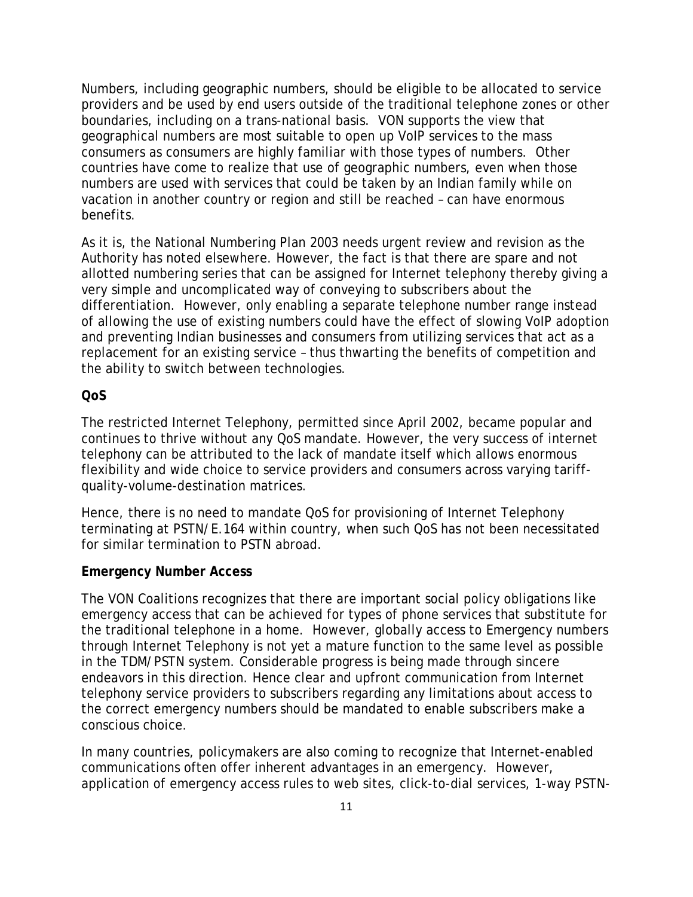Numbers, including geographic numbers, should be eligible to be allocated to service providers and be used by end users outside of the traditional telephone zones or other boundaries, including on a trans-national basis. VON supports the view that geographical numbers are most suitable to open up VoIP services to the mass consumers as consumers are highly familiar with those types of numbers. Other countries have come to realize that use of geographic numbers, even when those numbers are used with services that could be taken by an Indian family while on vacation in another country or region and still be reached – can have enormous benefits.

As it is, the National Numbering Plan 2003 needs urgent review and revision as the Authority has noted elsewhere. However, the fact is that there are spare and not allotted numbering series that can be assigned for Internet telephony thereby giving a very simple and uncomplicated way of conveying to subscribers about the differentiation. However, only enabling a separate telephone number range instead of allowing the use of existing numbers could have the effect of slowing VoIP adoption and preventing Indian businesses and consumers from utilizing services that act as a replacement for an existing service – thus thwarting the benefits of competition and the ability to switch between technologies.

**QoS**

The restricted Internet Telephony, permitted since April 2002, became popular and continues to thrive without any QoS mandate. However, the very success of internet telephony can be attributed to the lack of mandate itself which allows enormous flexibility and wide choice to service providers and consumers across varying tariff-quality-volume-destination matrices.

Hence, there is no need to mandate QoS for provisioning of Internet Telephony terminating at PSTN/E.164 within country, when such QoS has not been necessitated for similar termination to PSTN abroad.

**Emergency Number Access**

The VON Coalitions recognizes that there are important social policy obligations like emergency access that can be achieved for types of phone services that substitute for the traditional telephone in a home. However, globally access to Emergency numbers through Internet Telephony is not yet a mature function to the same level as possible in the TDM/PSTN system. Considerable progress is being made through sincere endeavors in this direction. Hence clear and upfront communication from Internet telephony service providers to subscribers regarding any limitations about access to the correct emergency numbers should be mandated to enable subscribers make a conscious choice.

In many countries, policymakers are also coming to recognize that Internet-enabled communications often offer inherent advantages in an emergency. However, application of emergency access rules to web sites, click-to-dial services, 1-way PSTN-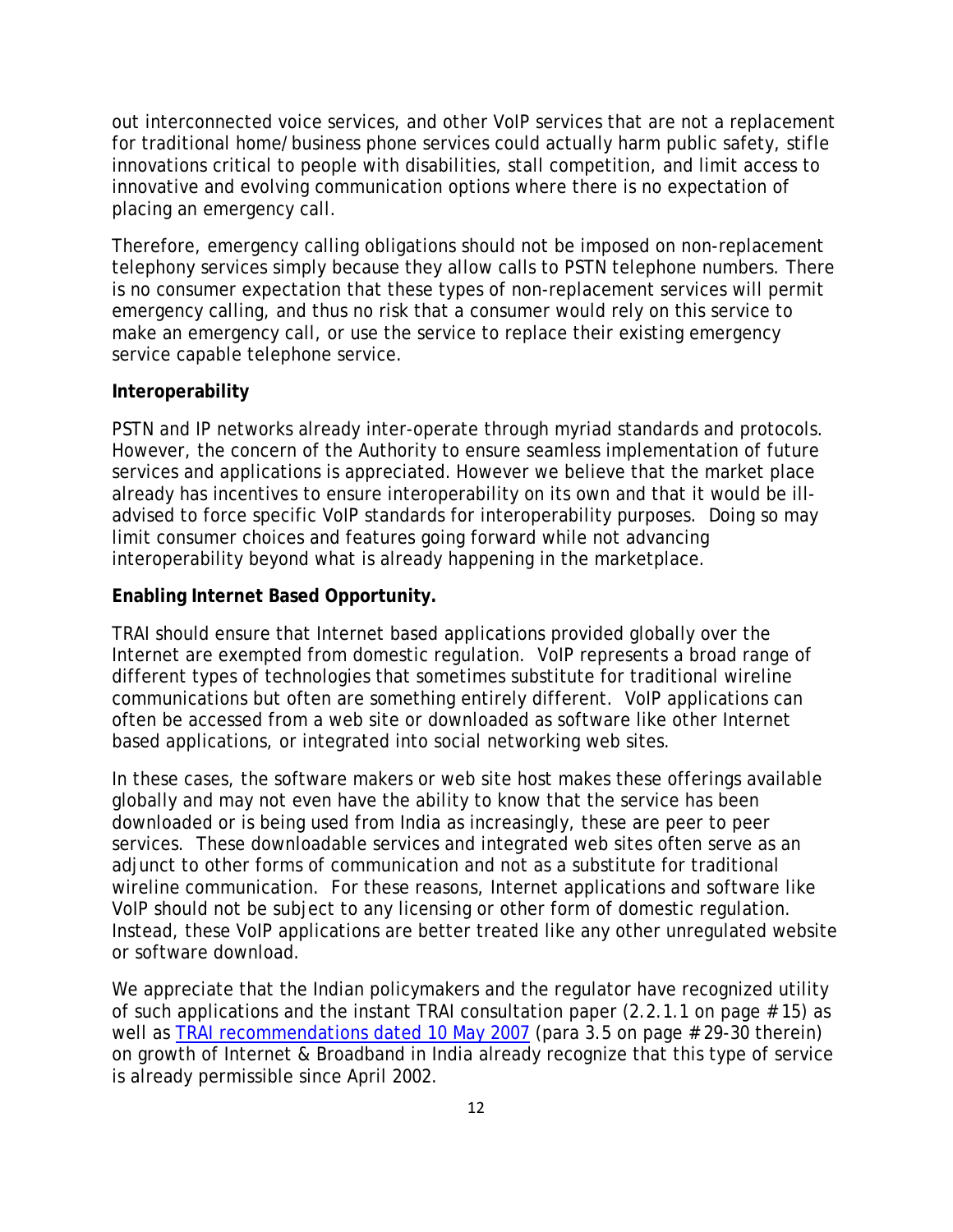out interconnected voice services, and other VoIP services that are not a replacement for traditional home/business phone services could actually harm public safety, stifle innovations critical to people with disabilities, stall competition, and limit access to innovative and evolving communication options where there is no expectation of placing an emergency call.

Therefore, emergency calling obligations should not be imposed on non-replacement telephony services simply because they allow calls to PSTN telephone numbers. There is no consumer expectation that these types of non-replacement services will permit emergency calling, and thus no risk that a consumer would rely on this service to make an emergency call, or use the service to replace their existing emergency service capable telephone service.

**Interoperability**

PSTN and IP networks already inter-operate through myriad standards and protocols. However, the concern of the Authority to ensure seamless implementation of future services and applications is appreciated. However we believe that the market place already has incentives to ensure interoperability on its own and that it would be ill-advised to force specific VoIP standards for interoperability purposes. Doing so may limit consumer choices and features going forward while not advancing interoperability beyond what is already happening in the marketplace.

**Enabling Internet Based Opportunity.**

TRAI should ensure that Internet based applications provided globally over the Internet are exempted from domestic regulation. VoIP represents a broad range of different types of technologies that sometimes substitute for traditional wireline communications but often are something entirely different. VoIP applications can often be accessed from a web site or downloaded as software like other Internet based applications, or integrated into social networking web sites.

In these cases, the software makers or web site host makes these offerings available globally and may not even have the ability to know that the service has been downloaded or is being used from India as increasingly, these are peer to peer services. These downloadable services and integrated web sites often serve as an adjunct to other forms of communication and not as a substitute for traditional wireline communication. For these reasons, Internet applications and software like VoIP should not be subject to any licensing or other form of domestic regulation. Instead, these VoIP applications are better treated like any other unregulated website or software download.

We appreciate that the Indian policymakers and the regulator have recognized utility of such applications and the instant TRAI consultation paper (2.2.1.1 on page #15) as well as TRAI recommendations dated 10 May 2007 (para 3.5 on page #29-30 therein) on growth of Internet & Broadband in India already recognize that this type of service is already permissible since April 2002.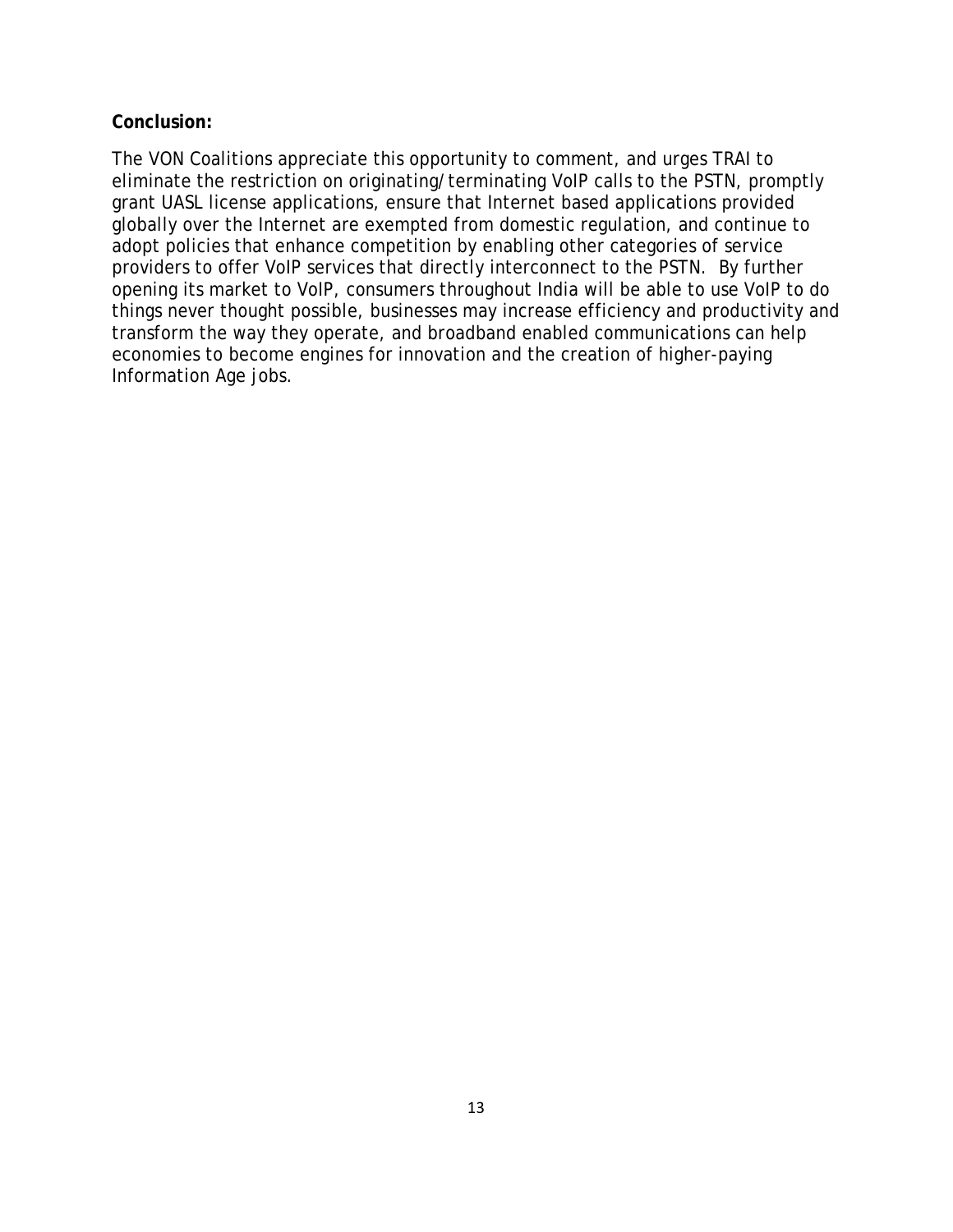**Conclusion:**

The VON Coalitions appreciate this opportunity to comment, and urges TRAI to eliminate the restriction on originating/terminating VoIP calls to the PSTN, promptly grant UASL license applications, ensure that Internet based applications provided globally over the Internet are exempted from domestic regulation, and continue to adopt policies that enhance competition by enabling other categories of service providers to offer VoIP services that directly interconnect to the PSTN. By further opening its market to VoIP, consumers throughout India will be able to use VoIP to do things never thought possible, businesses may increase efficiency and productivity and transform the way they operate, and broadband enabled communications can help economies to become engines for innovation and the creation of higher-paying Information Age jobs.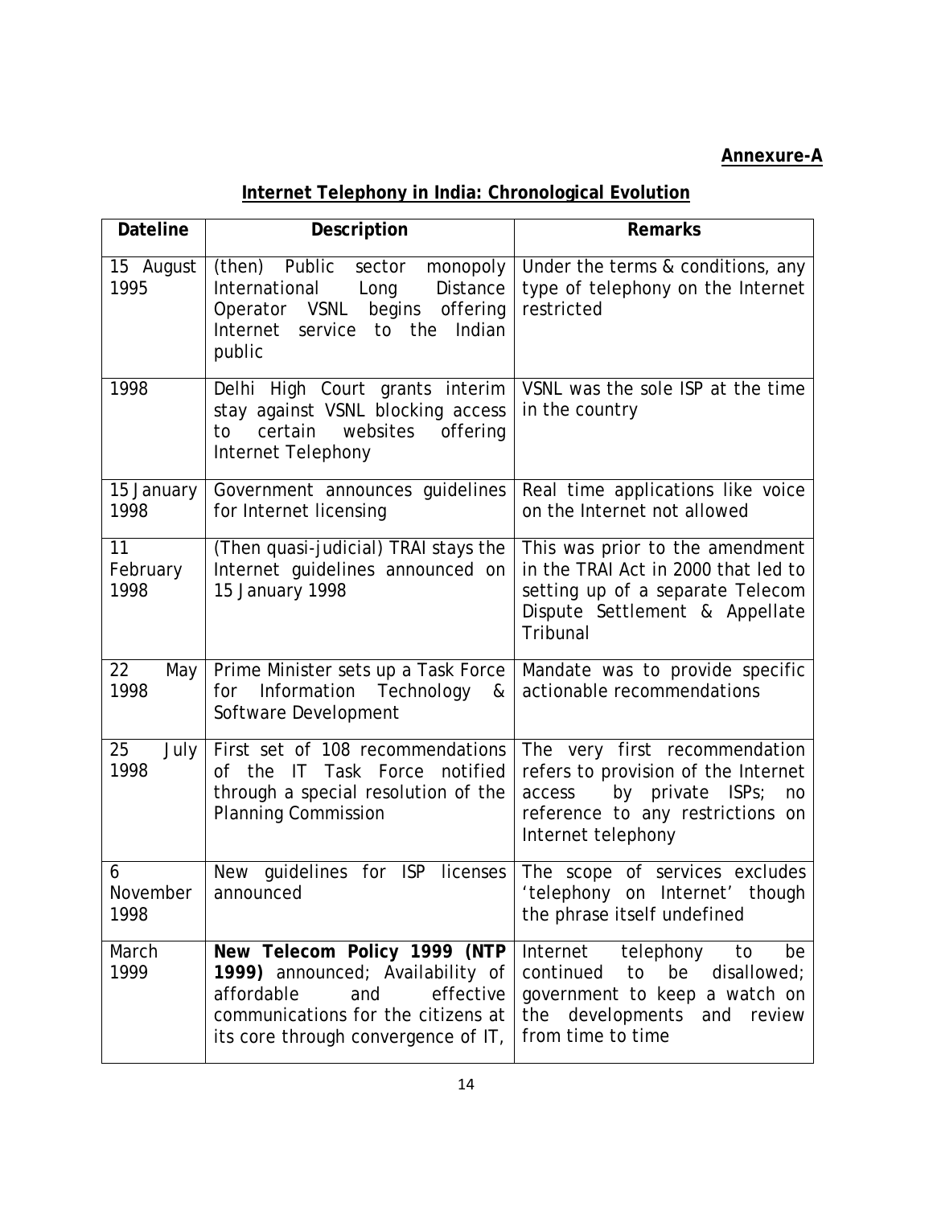**Annexure-A**

**Internet Telephony in India: Chronological Evolution**

| Dateline | Description | Remarks |
|---|---|---|
| 15 August 1995 | (then) Public sector monopoly International Long Distance Operator VSNL begins offering Internet service to the Indian public | Under the terms & conditions, any type of telephony on the Internet restricted |
| 1998 | Delhi High Court grants interim stay against VSNL blocking access to certain websites offering Internet Telephony | VSNL was the sole ISP at the time in the country |
| 15 January 1998 | Government announces guidelines for Internet licensing | Real time applications like voice on the Internet not allowed |
| 11 February 1998 | (Then quasi-judicial) TRAI stays the Internet guidelines announced on 15 January 1998 | This was prior to the amendment in the TRAI Act in 2000 that led to setting up of a separate Telecom Dispute Settlement & Appellate Tribunal |
| 22 May 1998 | Prime Minister sets up a Task Force for Information Technology & Software Development | Mandate was to provide specific actionable recommendations |
| 25 July 1998 | First set of 108 recommendations of the IT Task Force notified through a special resolution of the Planning Commission | The very first recommendation refers to provision of the Internet access by private ISPs; no reference to any restrictions on Internet telephony |
| 6 November 1998 | New guidelines for ISP licenses announced | The scope of services excludes 'telephony on Internet' though the phrase itself undefined |
| March 1999 | **New Telecom Policy 1999 (NTP 1999)** announced; Availability of affordable and effective communications for the citizens at its core through convergence of IT, | Internet telephony to be continued to be disallowed; government to keep a watch on the developments and review from time to time |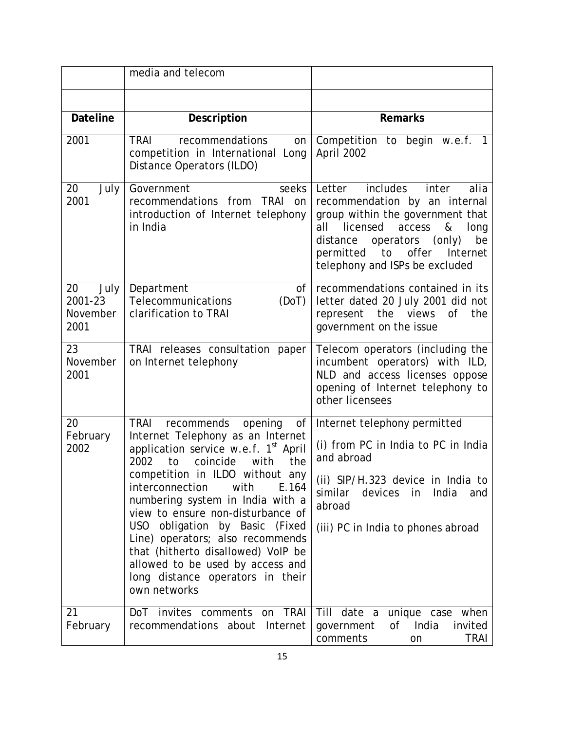| | media and telecom | |
|---|---|---|
| | | |
| **Dateline** | **Description** | **Remarks** |
| 2001 | TRAI recommendations on competition in International Long Distance Operators (ILDO) | Competition to begin w.e.f. 1 April 2002 |
| 20 July 2001 | Government seeks recommendations from TRAI on introduction of Internet telephony in India | Letter includes inter alia recommendation by an internal group within the government that all licensed access & long distance operators (only) be permitted to offer Internet telephony and ISPs be excluded |
| 20 July 2001-23 November 2001 | Department of Telecommunications (DoT) clarification to TRAI | recommendations contained in its letter dated 20 July 2001 did not represent the views of the government on the issue |
| 23 November 2001 | TRAI releases consultation paper on Internet telephony | Telecom operators (including the incumbent operators) with ILD, NLD and access licenses oppose opening of Internet telephony to other licensees |
| 20 February 2002 | TRAI recommends opening of Internet Telephony as an Internet application service w.e.f. 1st April 2002 to coincide with the competition in ILDO without any interconnection with E.164 numbering system in India with a view to ensure non-disturbance of USO obligation by Basic (Fixed Line) operators; also recommends that (hitherto disallowed) VoIP be allowed to be used by access and long distance operators in their own networks | Internet telephony permitted<br><br>(i) from PC in India to PC in India and abroad<br><br>(ii) SIP/H.323 device in India to similar devices in India and abroad<br><br>(iii) PC in India to phones abroad |
| 21 February | DoT invites comments on TRAI recommendations about Internet | Till date a unique case when government of India invited comments on TRAI |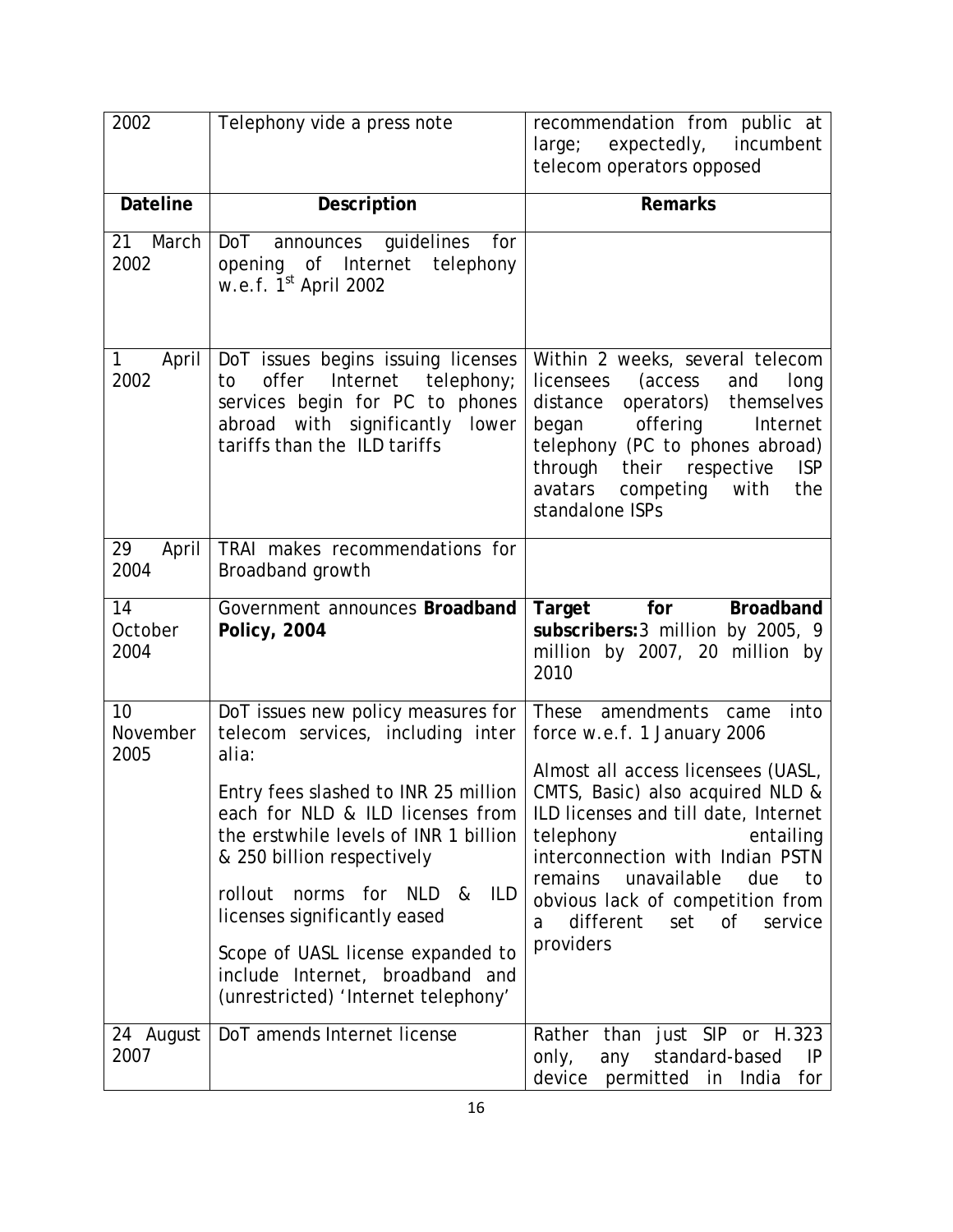| 2002 | Telephony vide a press note | recommendation from public at large; expectedly, incumbent telecom operators opposed |
|---|---|---|
| **Dateline** | **Description** | **Remarks** |
| 21 March 2002 | DoT announces guidelines for opening of Internet telephony w.e.f. 1st April 2002 | |
| 1 April 2002 | DoT issues begins issuing licenses to offer Internet telephony; services begin for PC to phones abroad with significantly lower tariffs than the ILD tariffs | Within 2 weeks, several telecom licensees (access and long distance operators) themselves began offering Internet telephony (PC to phones abroad) through their respective ISP avatars competing with the standalone ISPs |
| 29 April 2004 | TRAI makes recommendations for Broadband growth | |
| 14 October 2004 | Government announces **Broadband Policy, 2004** | **Target for Broadband subscribers:** 3 million by 2005, 9 million by 2007, 20 million by 2010 |
| 10 November 2005 | DoT issues new policy measures for telecom services, including inter alia:<br><br>Entry fees slashed to INR 25 million each for NLD & ILD licenses from the erstwhile levels of INR 1 billion & 250 billion respectively<br><br>rollout norms for NLD & ILD licenses significantly eased<br><br>Scope of UASL license expanded to include Internet, broadband and (unrestricted) 'Internet telephony' | These amendments came into force w.e.f. 1 January 2006<br><br>Almost all access licensees (UASL, CMTS, Basic) also acquired NLD & ILD licenses and till date, Internet telephony entailing interconnection with Indian PSTN remains unavailable due to obvious lack of competition from a different set of service providers |
| 24 August 2007 | DoT amends Internet license | Rather than just SIP or H.323 only, any standard-based IP device permitted in India for |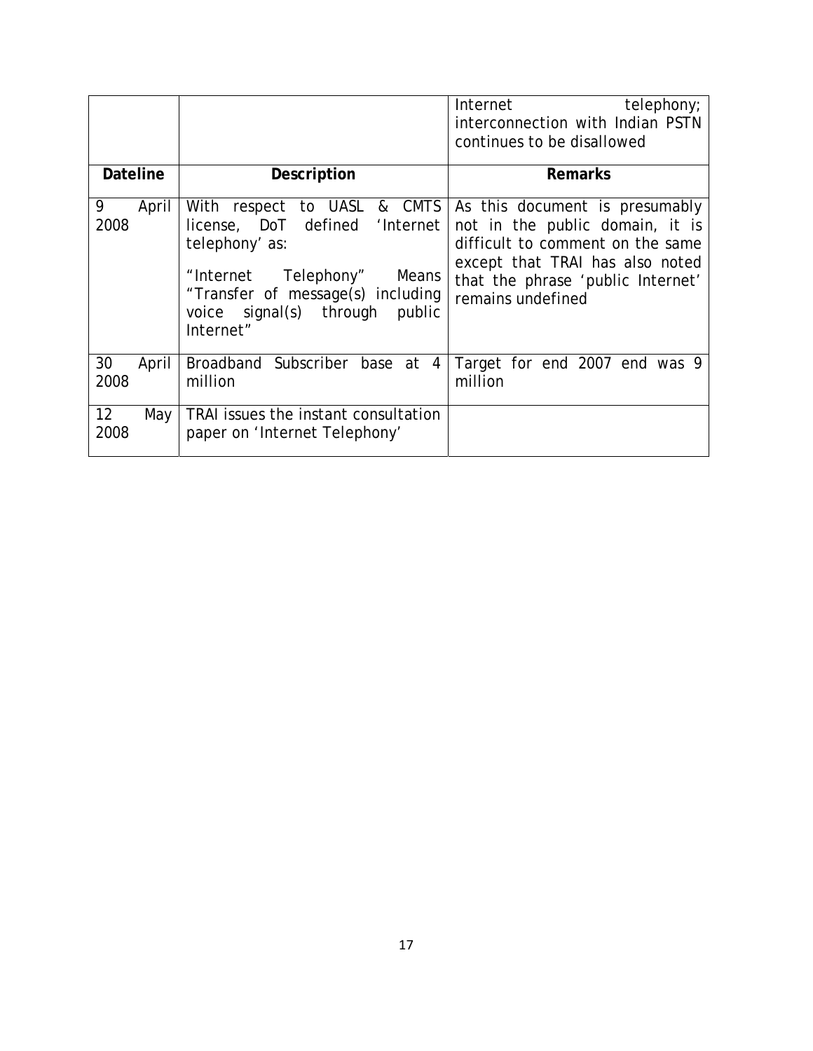| | | |
|---|---|---|
| | | Internet telephony; interconnection with Indian PSTN continues to be disallowed |
| **Dateline** | **Description** | **Remarks** |
| 9 April 2008 | With respect to UASL & CMTS license, DoT defined 'Internet telephony' as:<br><br>"Internet Telephony" Means "Transfer of message(s) including voice signal(s) through public Internet" | As this document is presumably not in the public domain, it is difficult to comment on the same except that TRAI has also noted that the phrase 'public Internet' remains undefined |
| 30 April 2008 | Broadband Subscriber base at 4 million | Target for end 2007 end was 9 million |
| 12 May 2008 | TRAI issues the instant consultation paper on 'Internet Telephony' | |